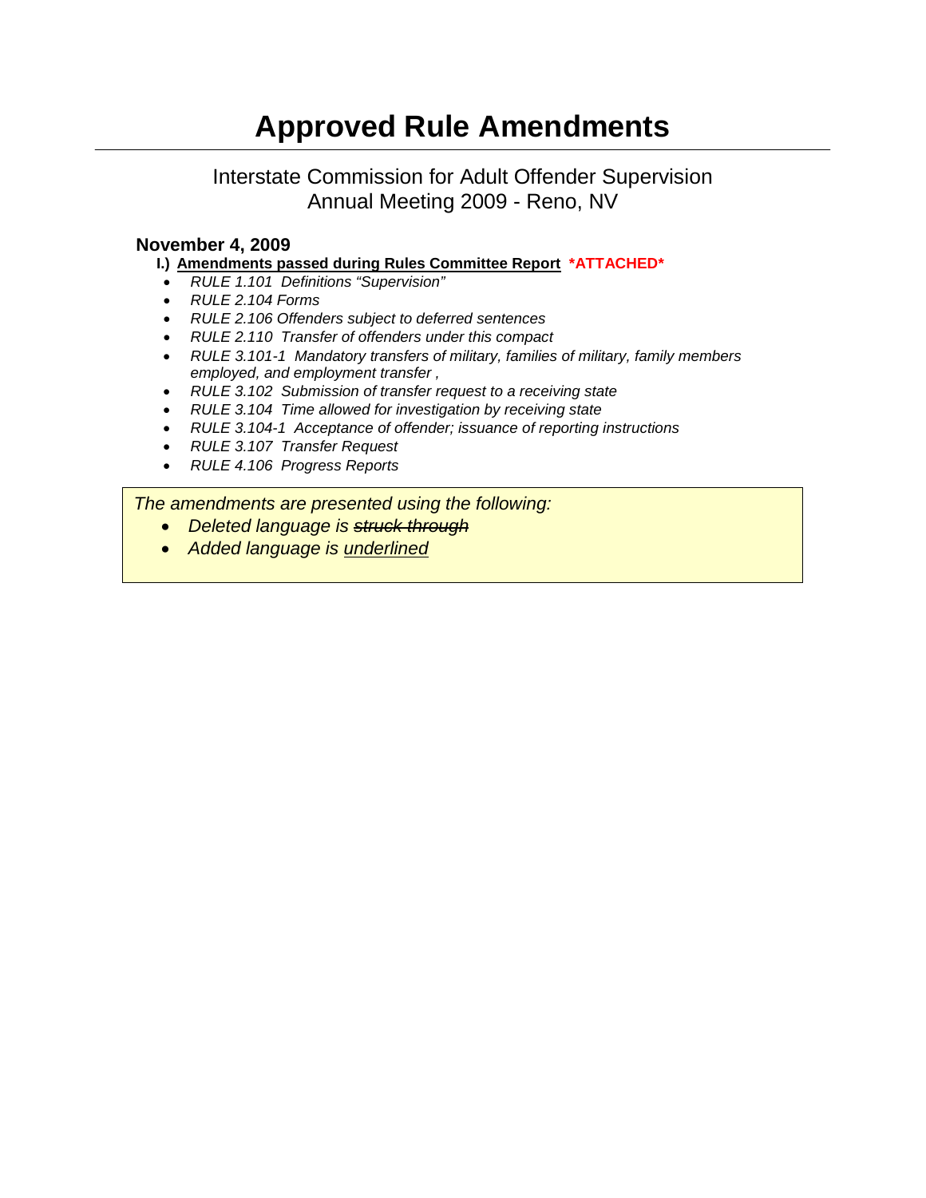# Approved Rule Amendments

Interstate Commission for Adult Offender Supervision
Annual Meeting 2009 - Reno, NV

**November 4, 2009**

**I.) <u>Amendments passed during Rules Committee Report</u> \*ATTACHED\***

- *RULE 1.101 Definitions "Supervision"*
- *RULE 2.104 Forms*
- *RULE 2.106 Offenders subject to deferred sentences*
- *RULE 2.110 Transfer of offenders under this compact*
- *RULE 3.101-1 Mandatory transfers of military, families of military, family members employed, and employment transfer ,*
- *RULE 3.102 Submission of transfer request to a receiving state*
- *RULE 3.104 Time allowed for investigation by receiving state*
- *RULE 3.104-1 Acceptance of offender; issuance of reporting instructions*
- *RULE 3.107 Transfer Request*
- *RULE 4.106 Progress Reports*

*The amendments are presented using the following:*

- *Deleted language is ~~struck through~~*
- *Added language is <u>underlined</u>*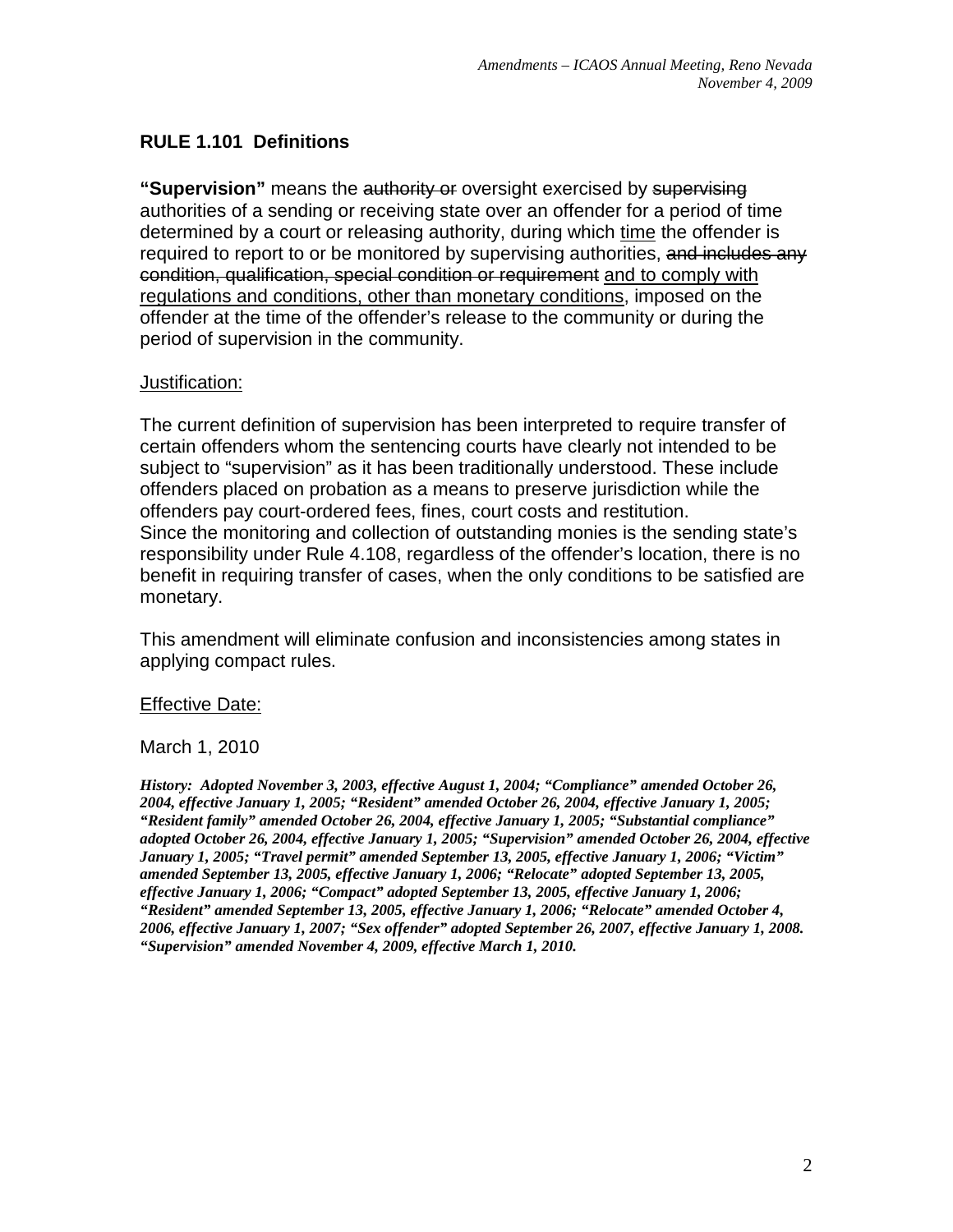## RULE 1.101 Definitions

**"Supervision"** means the ~~authority or~~ oversight exercised by ~~supervising~~ authorities of a sending or receiving state over an offender for a period of time determined by a court or releasing authority, during which <u>time</u> the offender is required to report to or be monitored by supervising authorities, ~~and includes any condition, qualification, special condition or requirement~~ <u>and to comply with regulations and conditions, other than monetary conditions</u>, imposed on the offender at the time of the offender's release to the community or during the period of supervision in the community.

<u>Justification:</u>

The current definition of supervision has been interpreted to require transfer of certain offenders whom the sentencing courts have clearly not intended to be subject to "supervision" as it has been traditionally understood. These include offenders placed on probation as a means to preserve jurisdiction while the offenders pay court-ordered fees, fines, court costs and restitution.
Since the monitoring and collection of outstanding monies is the sending state's responsibility under Rule 4.108, regardless of the offender's location, there is no benefit in requiring transfer of cases, when the only conditions to be satisfied are monetary.

This amendment will eliminate confusion and inconsistencies among states in applying compact rules.

<u>Effective Date:</u>

March 1, 2010

***History:** Adopted November 3, 2003, effective August 1, 2004; "Compliance" amended October 26, 2004, effective January 1, 2005; "Resident" amended October 26, 2004, effective January 1, 2005; "Resident family" amended October 26, 2004, effective January 1, 2005; "Substantial compliance" adopted October 26, 2004, effective January 1, 2005; "Supervision" amended October 26, 2004, effective January 1, 2005; "Travel permit" amended September 13, 2005, effective January 1, 2006; "Victim" amended September 13, 2005, effective January 1, 2006; "Relocate" adopted September 13, 2005, effective January 1, 2006; "Compact" adopted September 13, 2005, effective January 1, 2006; "Resident" amended September 13, 2005, effective January 1, 2006; "Relocate" amended October 4, 2006, effective January 1, 2007; "Sex offender" adopted September 26, 2007, effective January 1, 2008. "Supervision" amended November 4, 2009, effective March 1, 2010.*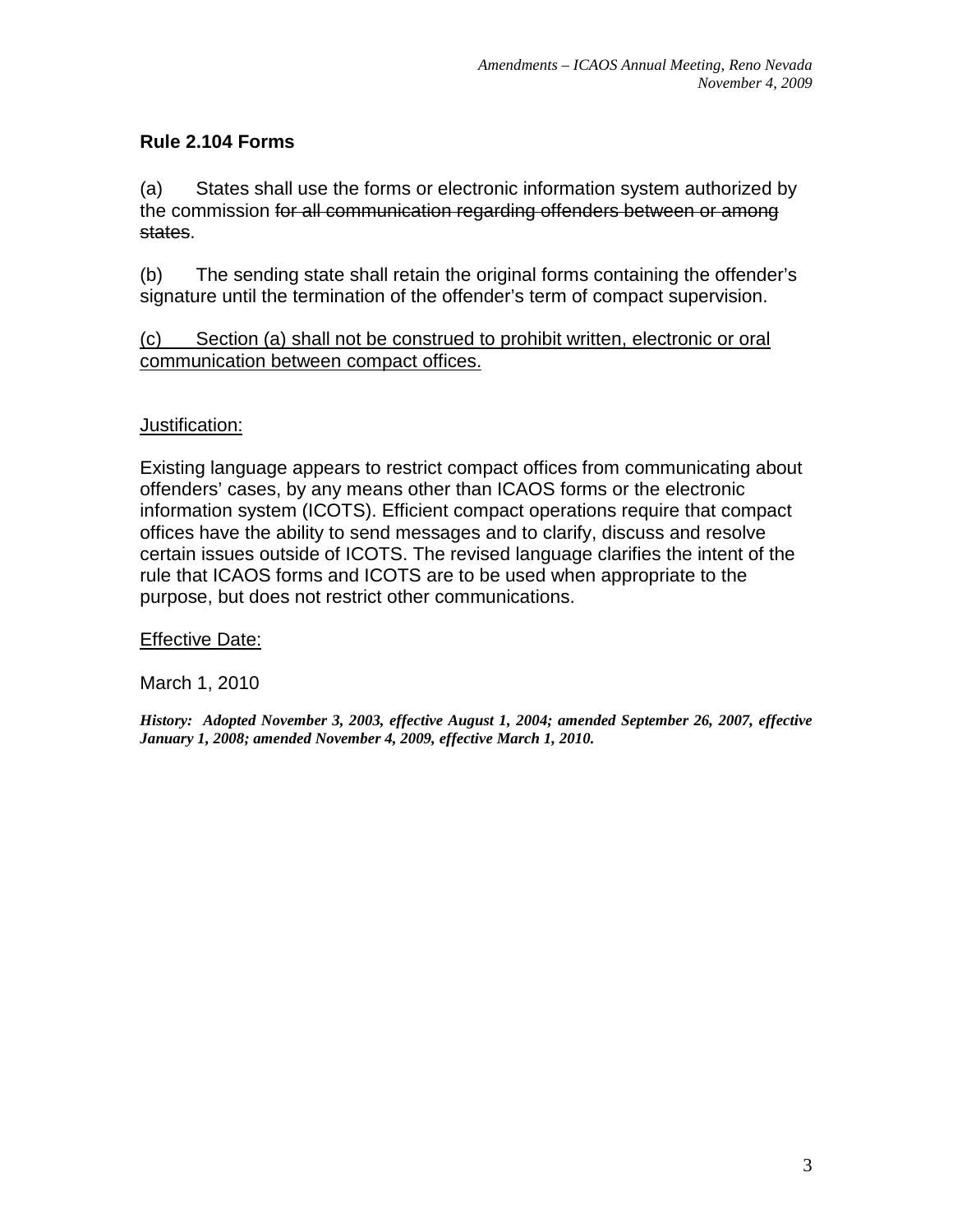## Rule 2.104 Forms

(a) States shall use the forms or electronic information system authorized by the commission ~~for all communication regarding offenders between or among states~~.

(b) The sending state shall retain the original forms containing the offender's signature until the termination of the offender's term of compact supervision.

<u>(c) Section (a) shall not be construed to prohibit written, electronic or oral communication between compact offices.</u>

<u>Justification:</u>

Existing language appears to restrict compact offices from communicating about offenders' cases, by any means other than ICAOS forms or the electronic information system (ICOTS). Efficient compact operations require that compact offices have the ability to send messages and to clarify, discuss and resolve certain issues outside of ICOTS. The revised language clarifies the intent of the rule that ICAOS forms and ICOTS are to be used when appropriate to the purpose, but does not restrict other communications.

<u>Effective Date:</u>

March 1, 2010

***History: Adopted November 3, 2003, effective August 1, 2004; amended September 26, 2007, effective January 1, 2008; amended November 4, 2009, effective March 1, 2010.***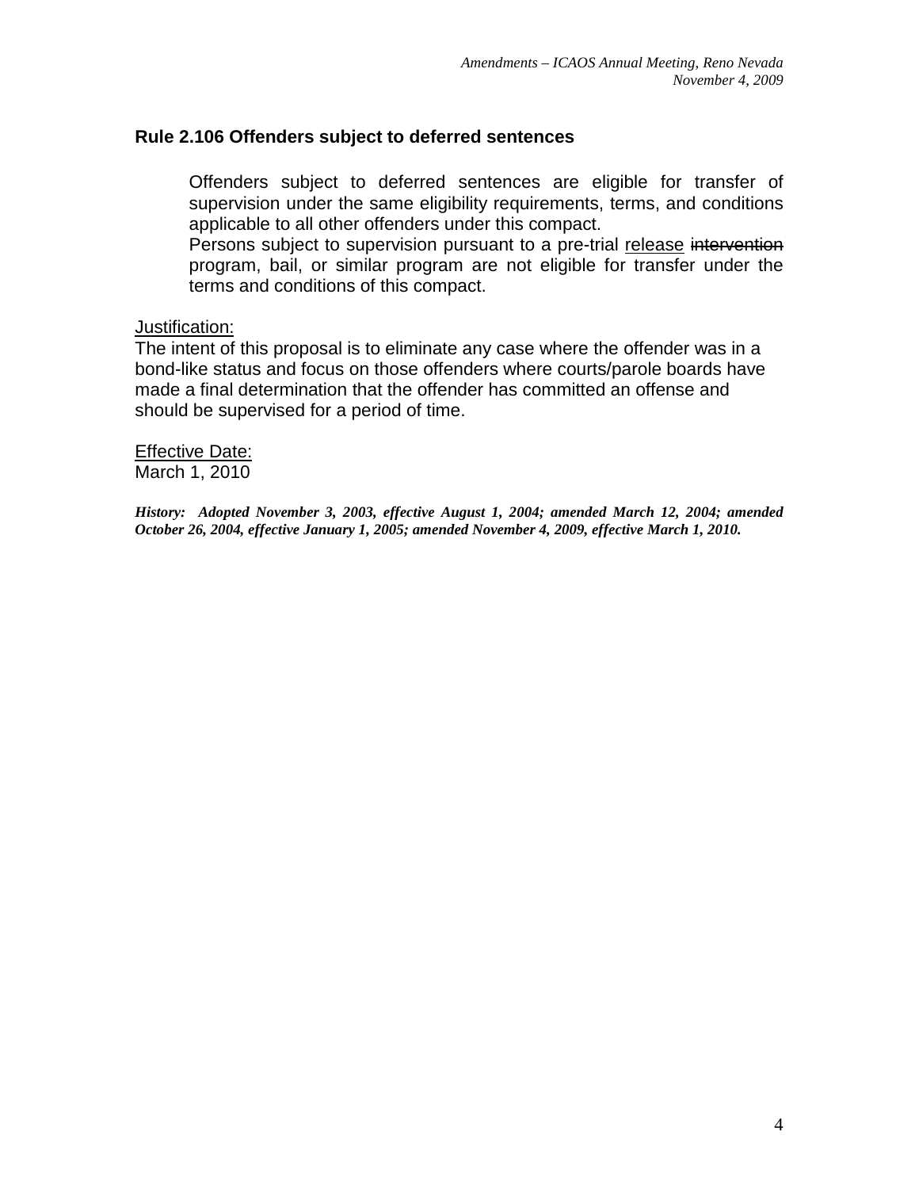### Rule 2.106 Offenders subject to deferred sentences

> Offenders subject to deferred sentences are eligible for transfer of supervision under the same eligibility requirements, terms, and conditions applicable to all other offenders under this compact.
> Persons subject to supervision pursuant to a pre-trial <u>release</u> ~~intervention~~ program, bail, or similar program are not eligible for transfer under the terms and conditions of this compact.

<u>Justification:</u>
The intent of this proposal is to eliminate any case where the offender was in a bond-like status and focus on those offenders where courts/parole boards have made a final determination that the offender has committed an offense and should be supervised for a period of time.

<u>Effective Date:</u>
March 1, 2010

***History: Adopted November 3, 2003, effective August 1, 2004; amended March 12, 2004; amended October 26, 2004, effective January 1, 2005; amended November 4, 2009, effective March 1, 2010.***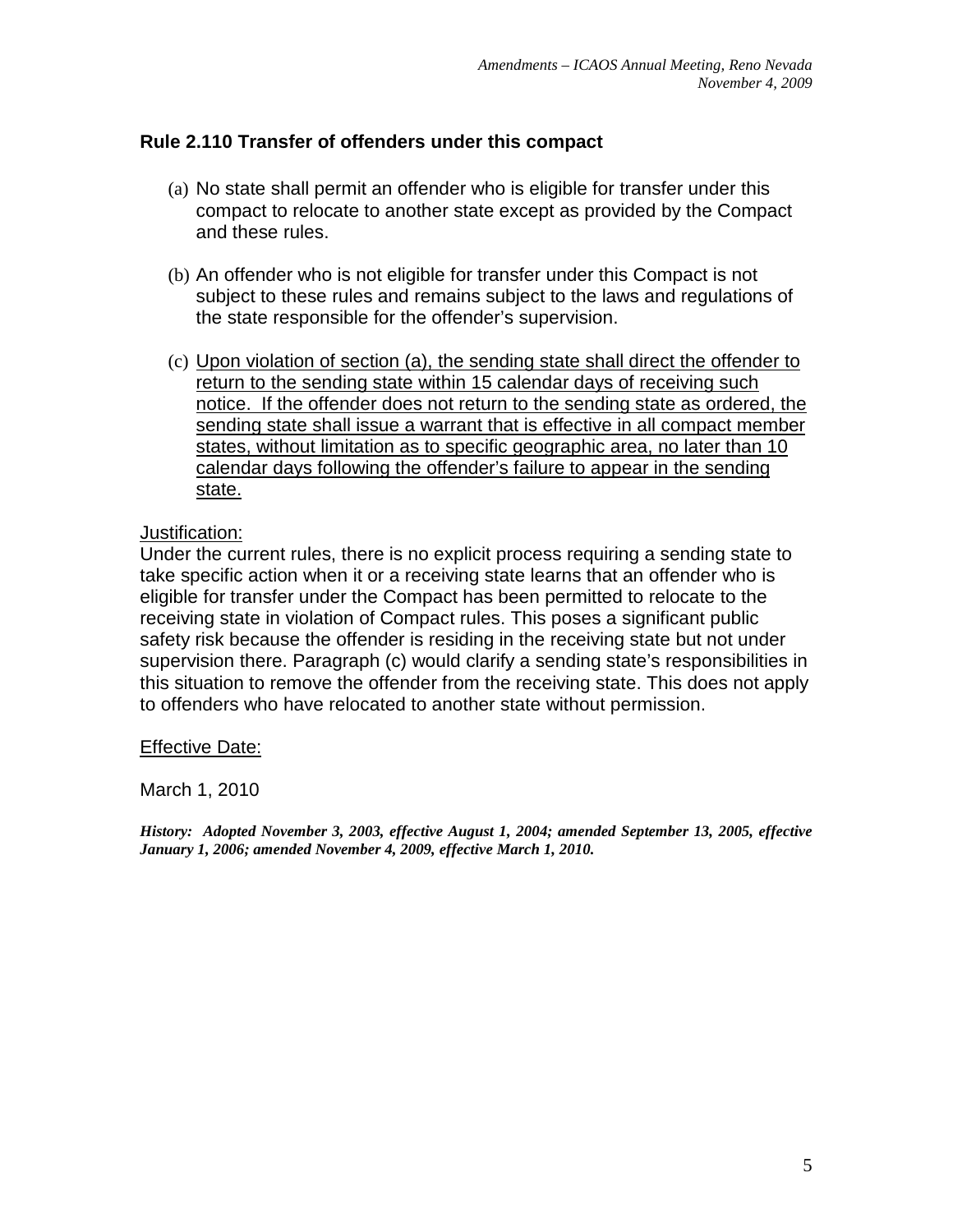## Rule 2.110 Transfer of offenders under this compact

(a) No state shall permit an offender who is eligible for transfer under this compact to relocate to another state except as provided by the Compact and these rules.

(b) An offender who is not eligible for transfer under this Compact is not subject to these rules and remains subject to the laws and regulations of the state responsible for the offender's supervision.

(c) <u>Upon violation of section (a), the sending state shall direct the offender to return to the sending state within 15 calendar days of receiving such notice. If the offender does not return to the sending state as ordered, the sending state shall issue a warrant that is effective in all compact member states, without limitation as to specific geographic area, no later than 10 calendar days following the offender's failure to appear in the sending state.</u>

<u>Justification:</u>

Under the current rules, there is no explicit process requiring a sending state to take specific action when it or a receiving state learns that an offender who is eligible for transfer under the Compact has been permitted to relocate to the receiving state in violation of Compact rules. This poses a significant public safety risk because the offender is residing in the receiving state but not under supervision there. Paragraph (c) would clarify a sending state's responsibilities in this situation to remove the offender from the receiving state. This does not apply to offenders who have relocated to another state without permission.

<u>Effective Date:</u>

March 1, 2010

***History: Adopted November 3, 2003, effective August 1, 2004; amended September 13, 2005, effective January 1, 2006; amended November 4, 2009, effective March 1, 2010.***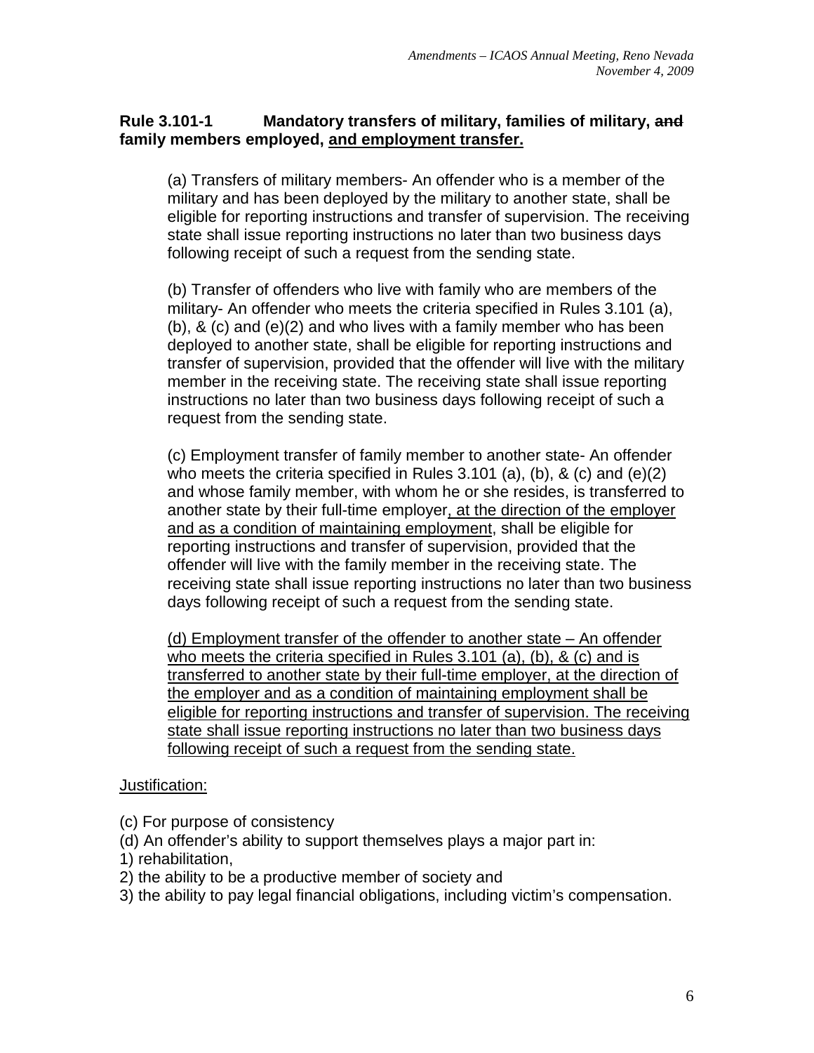**Rule 3.101-1 Mandatory transfers of military, families of military, ~~and~~ family members employed, <u>and employment transfer.</u>**

(a) Transfers of military members- An offender who is a member of the military and has been deployed by the military to another state, shall be eligible for reporting instructions and transfer of supervision. The receiving state shall issue reporting instructions no later than two business days following receipt of such a request from the sending state.

(b) Transfer of offenders who live with family who are members of the military- An offender who meets the criteria specified in Rules 3.101 (a), (b), & (c) and (e)(2) and who lives with a family member who has been deployed to another state, shall be eligible for reporting instructions and transfer of supervision, provided that the offender will live with the military member in the receiving state. The receiving state shall issue reporting instructions no later than two business days following receipt of such a request from the sending state.

(c) Employment transfer of family member to another state- An offender who meets the criteria specified in Rules 3.101 (a), (b), & (c) and (e)(2) and whose family member, with whom he or she resides, is transferred to another state by their full-time employer<u>, at the direction of the employer and as a condition of maintaining employment</u>, shall be eligible for reporting instructions and transfer of supervision, provided that the offender will live with the family member in the receiving state. The receiving state shall issue reporting instructions no later than two business days following receipt of such a request from the sending state.

<u>(d) Employment transfer of the offender to another state – An offender who meets the criteria specified in Rules 3.101 (a), (b), & (c) and is transferred to another state by their full-time employer, at the direction of the employer and as a condition of maintaining employment shall be eligible for reporting instructions and transfer of supervision. The receiving state shall issue reporting instructions no later than two business days following receipt of such a request from the sending state.</u>

<u>Justification:</u>

(c) For purpose of consistency
(d) An offender's ability to support themselves plays a major part in:
1) rehabilitation,
2) the ability to be a productive member of society and
3) the ability to pay legal financial obligations, including victim's compensation.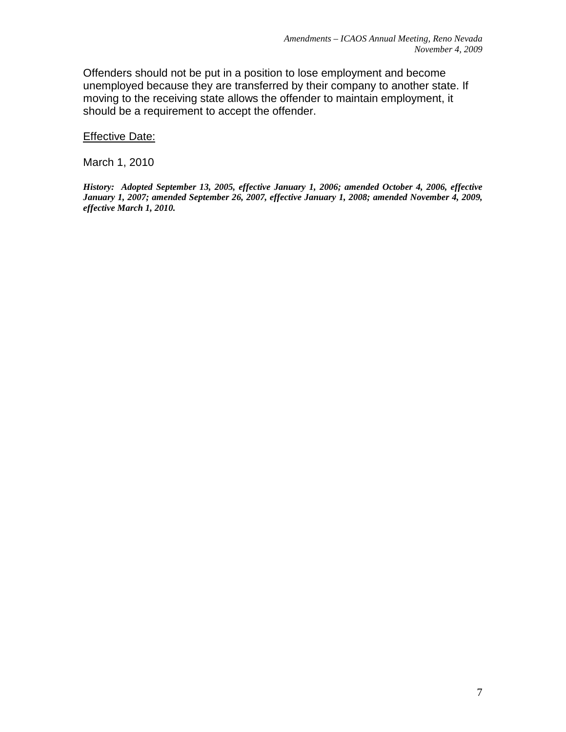Offenders should not be put in a position to lose employment and become unemployed because they are transferred by their company to another state. If moving to the receiving state allows the offender to maintain employment, it should be a requirement to accept the offender.

<u>Effective Date:</u>

March 1, 2010

***History: Adopted September 13, 2005, effective January 1, 2006; amended October 4, 2006, effective January 1, 2007; amended September 26, 2007, effective January 1, 2008; amended November 4, 2009, effective March 1, 2010.***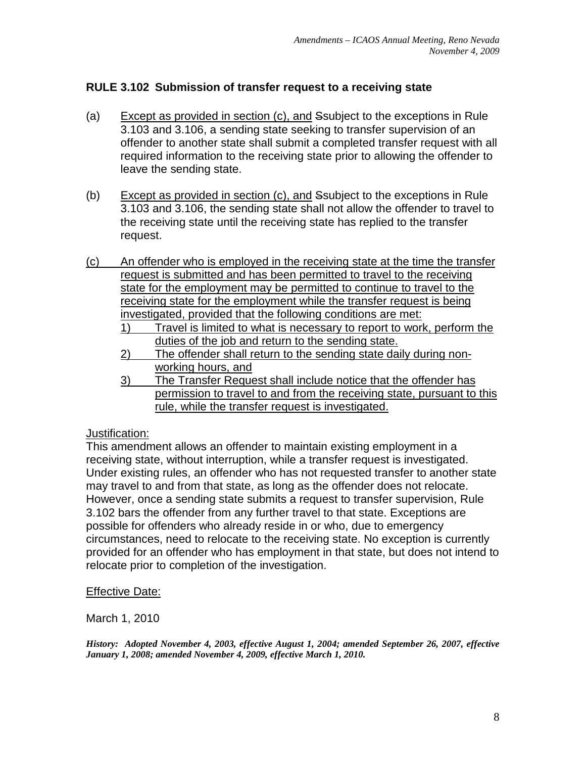## RULE 3.102 Submission of transfer request to a receiving state

(a) Except as provided in section (c), and ~~S~~subject to the exceptions in Rule 3.103 and 3.106, a sending state seeking to transfer supervision of an offender to another state shall submit a completed transfer request with all required information to the receiving state prior to allowing the offender to leave the sending state.

(b) Except as provided in section (c), and ~~S~~subject to the exceptions in Rule 3.103 and 3.106, the sending state shall not allow the offender to travel to the receiving state until the receiving state has replied to the transfer request.

(c) An offender who is employed in the receiving state at the time the transfer request is submitted and has been permitted to travel to the receiving state for the employment may be permitted to continue to travel to the receiving state for the employment while the transfer request is being investigated, provided that the following conditions are met:
   1) Travel is limited to what is necessary to report to work, perform the duties of the job and return to the sending state.
   2) The offender shall return to the sending state daily during non-working hours, and
   3) The Transfer Request shall include notice that the offender has permission to travel to and from the receiving state, pursuant to this rule, while the transfer request is investigated.

Justification:

This amendment allows an offender to maintain existing employment in a receiving state, without interruption, while a transfer request is investigated. Under existing rules, an offender who has not requested transfer to another state may travel to and from that state, as long as the offender does not relocate. However, once a sending state submits a request to transfer supervision, Rule 3.102 bars the offender from any further travel to that state. Exceptions are possible for offenders who already reside in or who, due to emergency circumstances, need to relocate to the receiving state. No exception is currently provided for an offender who has employment in that state, but does not intend to relocate prior to completion of the investigation.

Effective Date:

March 1, 2010

***History: Adopted November 4, 2003, effective August 1, 2004; amended September 26, 2007, effective January 1, 2008; amended November 4, 2009, effective March 1, 2010.***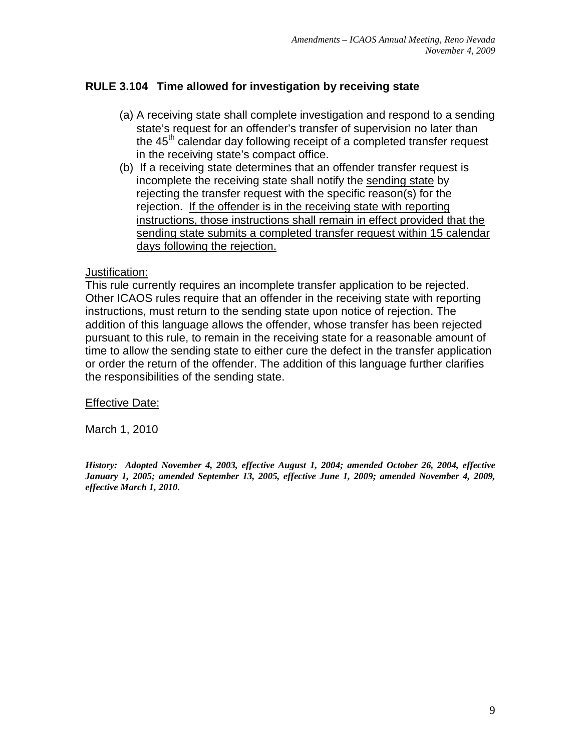## RULE 3.104 Time allowed for investigation by receiving state

(a) A receiving state shall complete investigation and respond to a sending state's request for an offender's transfer of supervision no later than the 45th calendar day following receipt of a completed transfer request in the receiving state's compact office.

(b) If a receiving state determines that an offender transfer request is incomplete the receiving state shall notify the <u>sending state</u> by rejecting the transfer request with the specific reason(s) for the rejection. <u>If the offender is in the receiving state with reporting instructions, those instructions shall remain in effect provided that the sending state submits a completed transfer request within 15 calendar days following the rejection.</u>

<u>Justification:</u>

This rule currently requires an incomplete transfer application to be rejected. Other ICAOS rules require that an offender in the receiving state with reporting instructions, must return to the sending state upon notice of rejection. The addition of this language allows the offender, whose transfer has been rejected pursuant to this rule, to remain in the receiving state for a reasonable amount of time to allow the sending state to either cure the defect in the transfer application or order the return of the offender. The addition of this language further clarifies the responsibilities of the sending state.

<u>Effective Date:</u>

March 1, 2010

***History: Adopted November 4, 2003, effective August 1, 2004; amended October 26, 2004, effective January 1, 2005; amended September 13, 2005, effective June 1, 2009; amended November 4, 2009, effective March 1, 2010.***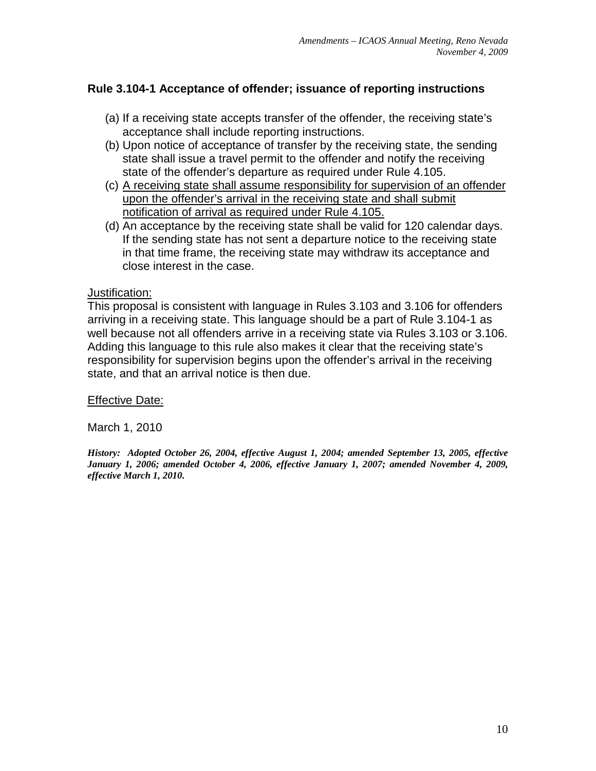## Rule 3.104-1 Acceptance of offender; issuance of reporting instructions

(a) If a receiving state accepts transfer of the offender, the receiving state's acceptance shall include reporting instructions.

(b) Upon notice of acceptance of transfer by the receiving state, the sending state shall issue a travel permit to the offender and notify the receiving state of the offender's departure as required under Rule 4.105.

(c) <u>A receiving state shall assume responsibility for supervision of an offender upon the offender's arrival in the receiving state and shall submit notification of arrival as required under Rule 4.105.</u>

(d) An acceptance by the receiving state shall be valid for 120 calendar days. If the sending state has not sent a departure notice to the receiving state in that time frame, the receiving state may withdraw its acceptance and close interest in the case.

<u>Justification:</u>

This proposal is consistent with language in Rules 3.103 and 3.106 for offenders arriving in a receiving state. This language should be a part of Rule 3.104-1 as well because not all offenders arrive in a receiving state via Rules 3.103 or 3.106. Adding this language to this rule also makes it clear that the receiving state's responsibility for supervision begins upon the offender's arrival in the receiving state, and that an arrival notice is then due.

<u>Effective Date:</u>

March 1, 2010

***History: Adopted October 26, 2004, effective August 1, 2004; amended September 13, 2005, effective January 1, 2006; amended October 4, 2006, effective January 1, 2007; amended November 4, 2009, effective March 1, 2010.***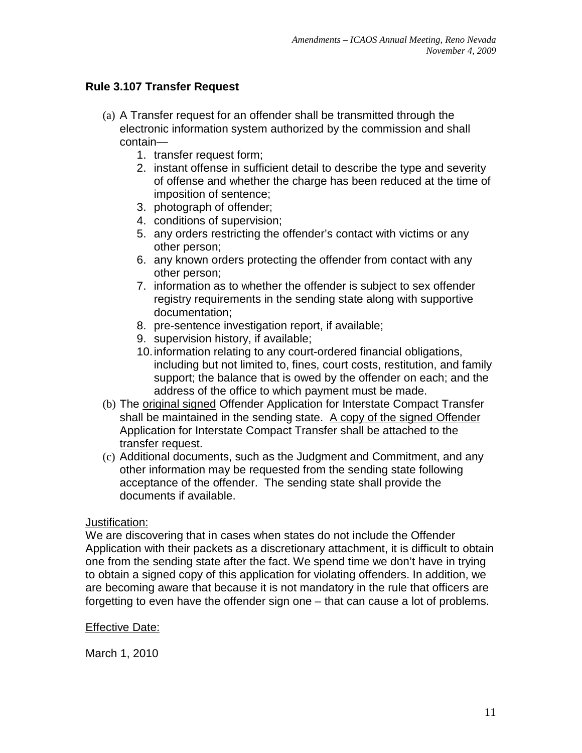## Rule 3.107 Transfer Request

(a) A Transfer request for an offender shall be transmitted through the electronic information system authorized by the commission and shall contain—
   1. transfer request form;
   2. instant offense in sufficient detail to describe the type and severity of offense and whether the charge has been reduced at the time of imposition of sentence;
   3. photograph of offender;
   4. conditions of supervision;
   5. any orders restricting the offender's contact with victims or any other person;
   6. any known orders protecting the offender from contact with any other person;
   7. information as to whether the offender is subject to sex offender registry requirements in the sending state along with supportive documentation;
   8. pre-sentence investigation report, if available;
   9. supervision history, if available;
   10. information relating to any court-ordered financial obligations, including but not limited to, fines, court costs, restitution, and family support; the balance that is owed by the offender on each; and the address of the office to which payment must be made.

(b) The <u>original signed</u> Offender Application for Interstate Compact Transfer shall be maintained in the sending state. <u>A copy of the signed Offender Application for Interstate Compact Transfer shall be attached to the transfer request</u>.

(c) Additional documents, such as the Judgment and Commitment, and any other information may be requested from the sending state following acceptance of the offender. The sending state shall provide the documents if available.

<u>Justification:</u>

We are discovering that in cases when states do not include the Offender Application with their packets as a discretionary attachment, it is difficult to obtain one from the sending state after the fact. We spend time we don't have in trying to obtain a signed copy of this application for violating offenders. In addition, we are becoming aware that because it is not mandatory in the rule that officers are forgetting to even have the offender sign one – that can cause a lot of problems.

<u>Effective Date:</u>

March 1, 2010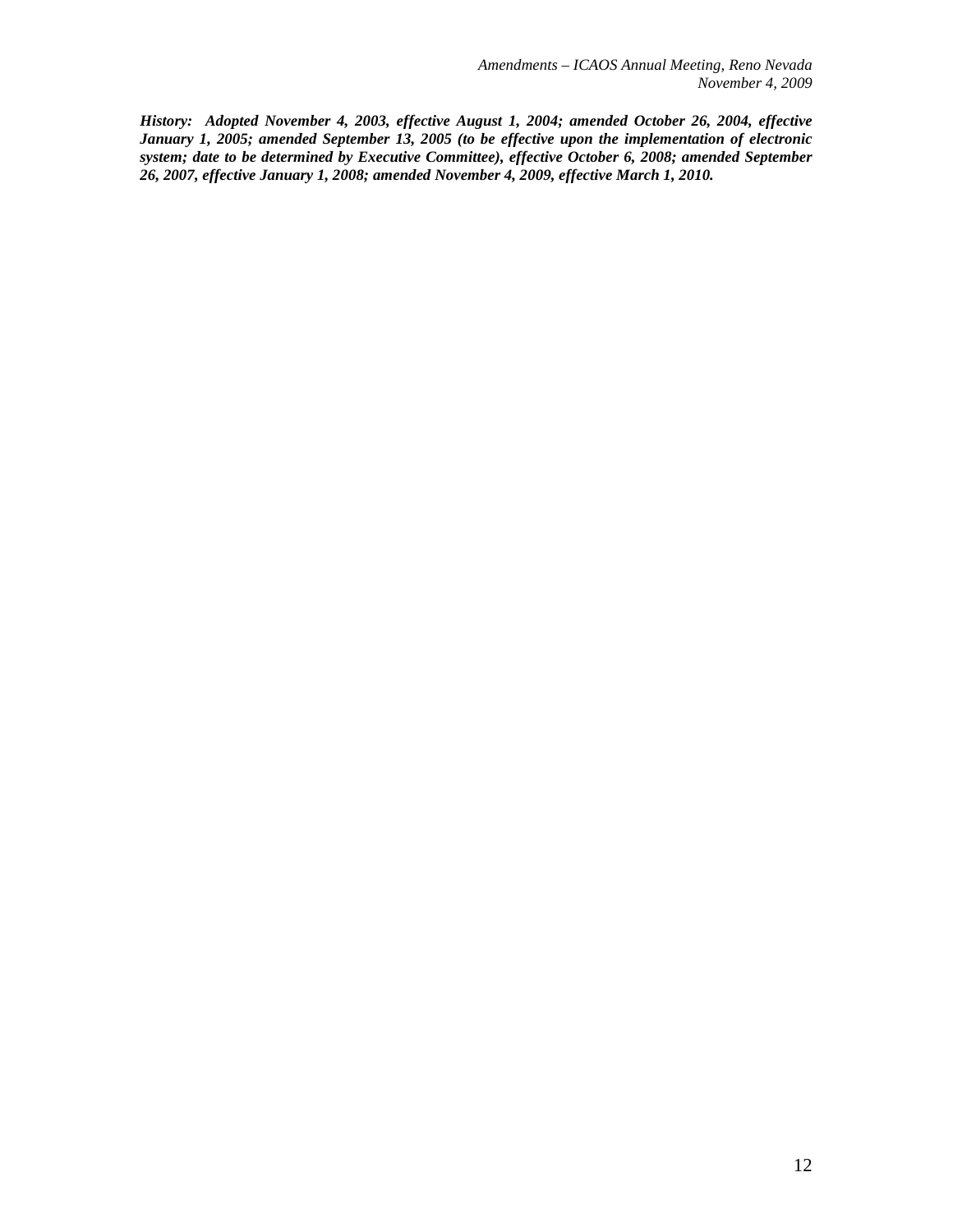***History:** Adopted November 4, 2003, effective August 1, 2004; amended October 26, 2004, effective January 1, 2005; amended September 13, 2005 (to be effective upon the implementation of electronic system; date to be determined by Executive Committee), effective October 6, 2008; amended September 26, 2007, effective January 1, 2008; amended November 4, 2009, effective March 1, 2010.*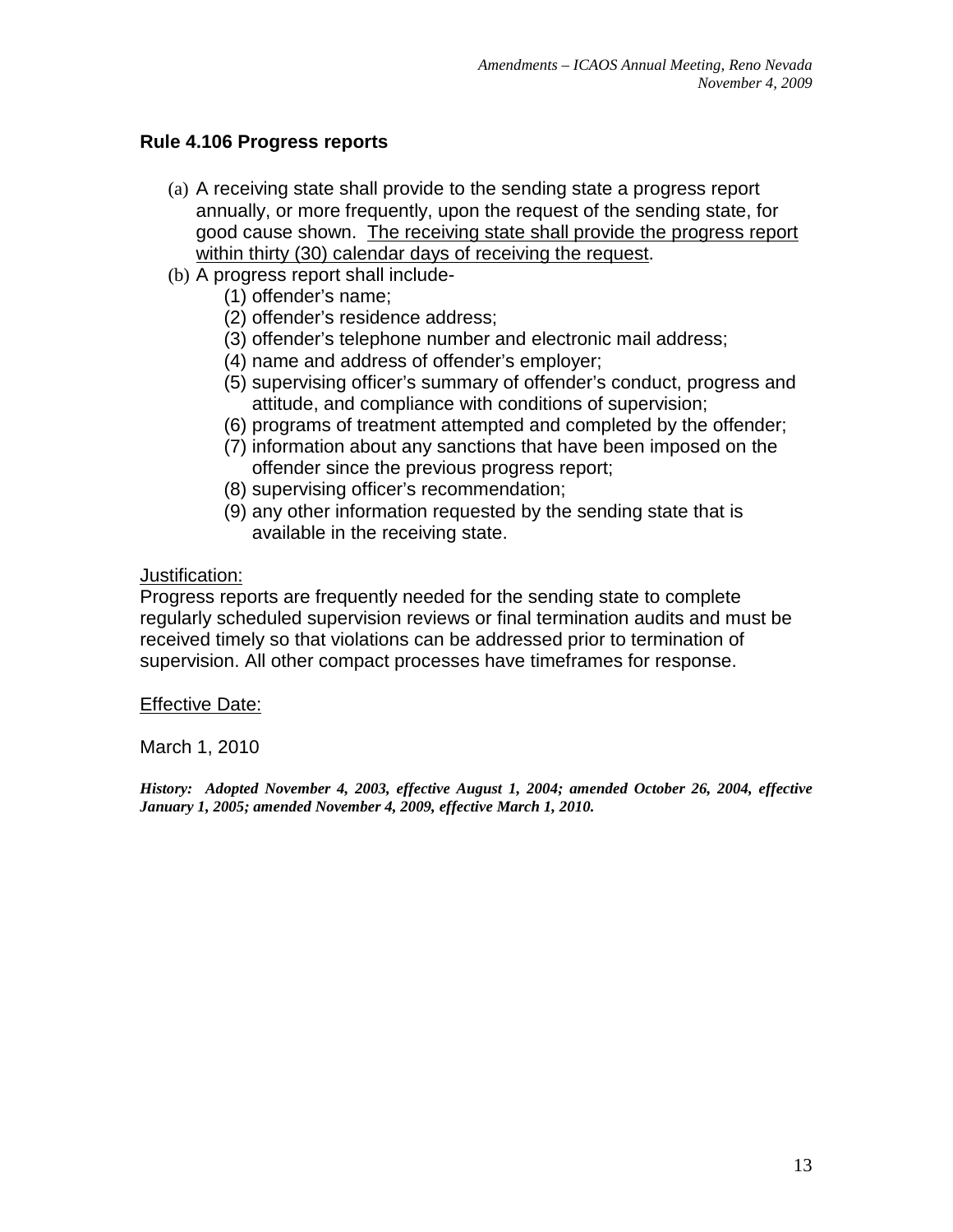## Rule 4.106 Progress reports

(a) A receiving state shall provide to the sending state a progress report annually, or more frequently, upon the request of the sending state, for good cause shown. <u>The receiving state shall provide the progress report within thirty (30) calendar days of receiving the request</u>.

(b) A progress report shall include-

(1) offender's name;

(2) offender's residence address;

(3) offender's telephone number and electronic mail address;

(4) name and address of offender's employer;

(5) supervising officer's summary of offender's conduct, progress and attitude, and compliance with conditions of supervision;

(6) programs of treatment attempted and completed by the offender;

(7) information about any sanctions that have been imposed on the offender since the previous progress report;

(8) supervising officer's recommendation;

(9) any other information requested by the sending state that is available in the receiving state.

<u>Justification:</u>

Progress reports are frequently needed for the sending state to complete regularly scheduled supervision reviews or final termination audits and must be received timely so that violations can be addressed prior to termination of supervision. All other compact processes have timeframes for response.

<u>Effective Date:</u>

March 1, 2010

***History: Adopted November 4, 2003, effective August 1, 2004; amended October 26, 2004, effective January 1, 2005; amended November 4, 2009, effective March 1, 2010.***